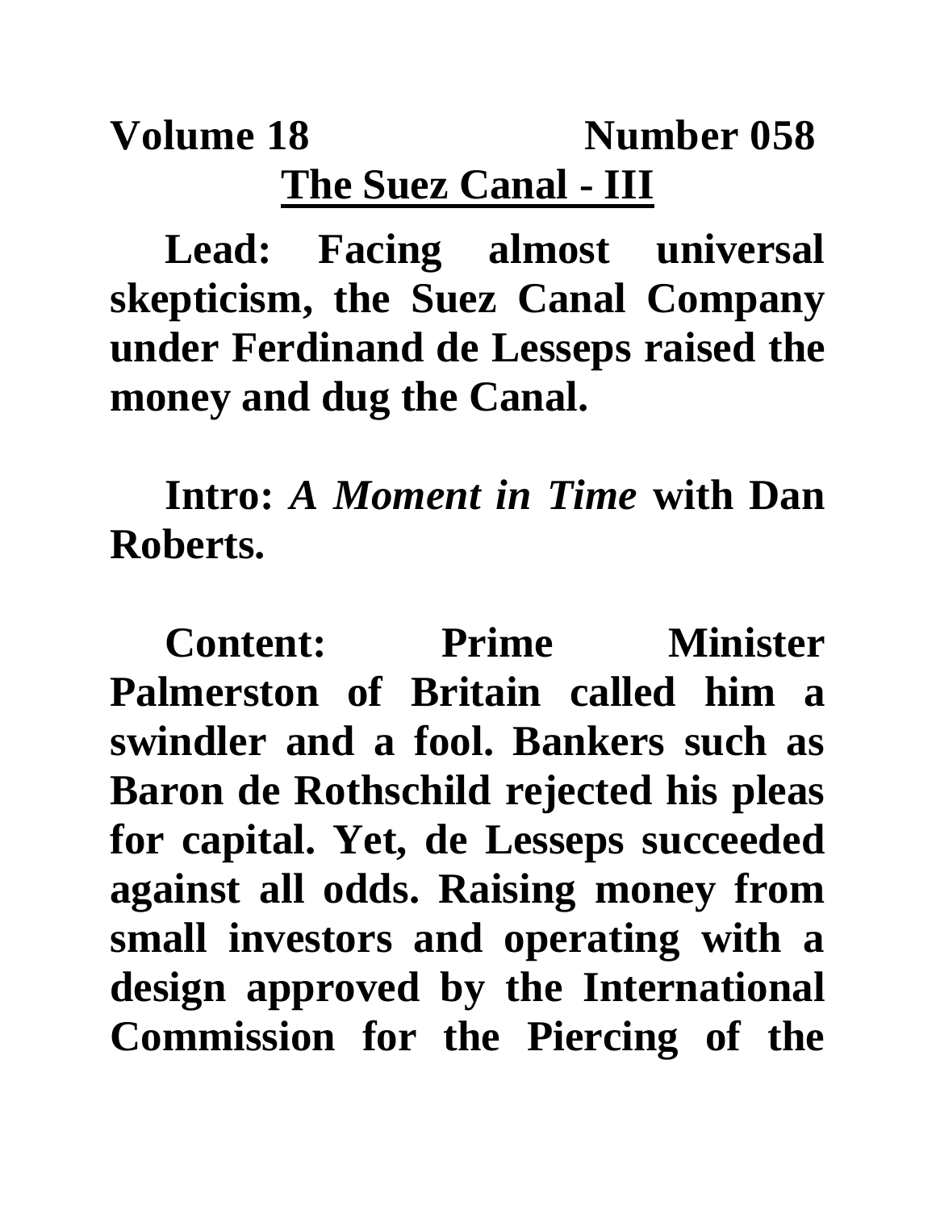**Volume 18 Number 058**

# The Suez Canal - III

**Lead: Facing almost universal skepticism, the Suez Canal Company under Ferdinand de Lesseps raised the money and dug the Canal.**

**Intro:** ***A Moment in Time*** **with Dan Roberts.**

**Content: Prime Minister Palmerston of Britain called him a swindler and a fool. Bankers such as Baron de Rothschild rejected his pleas for capital. Yet, de Lesseps succeeded against all odds. Raising money from small investors and operating with a design approved by the International Commission for the Piercing of the**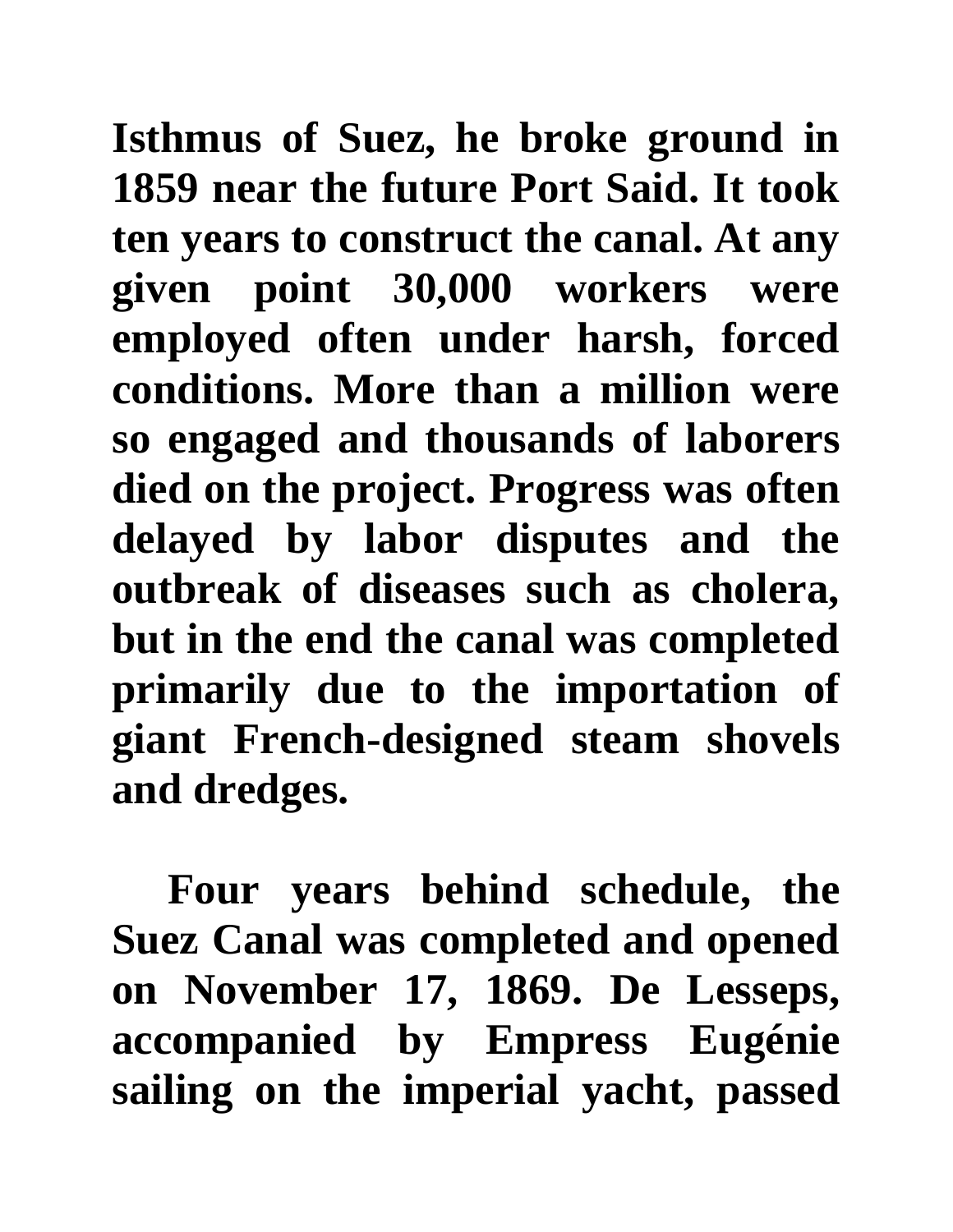**Isthmus of Suez, he broke ground in 1859 near the future Port Said. It took ten years to construct the canal. At any given point 30,000 workers were employed often under harsh, forced conditions. More than a million were so engaged and thousands of laborers died on the project. Progress was often delayed by labor disputes and the outbreak of diseases such as cholera, but in the end the canal was completed primarily due to the importation of giant French-designed steam shovels and dredges.**

**Four years behind schedule, the Suez Canal was completed and opened on November 17, 1869. De Lesseps, accompanied by Empress Eugénie sailing on the imperial yacht, passed**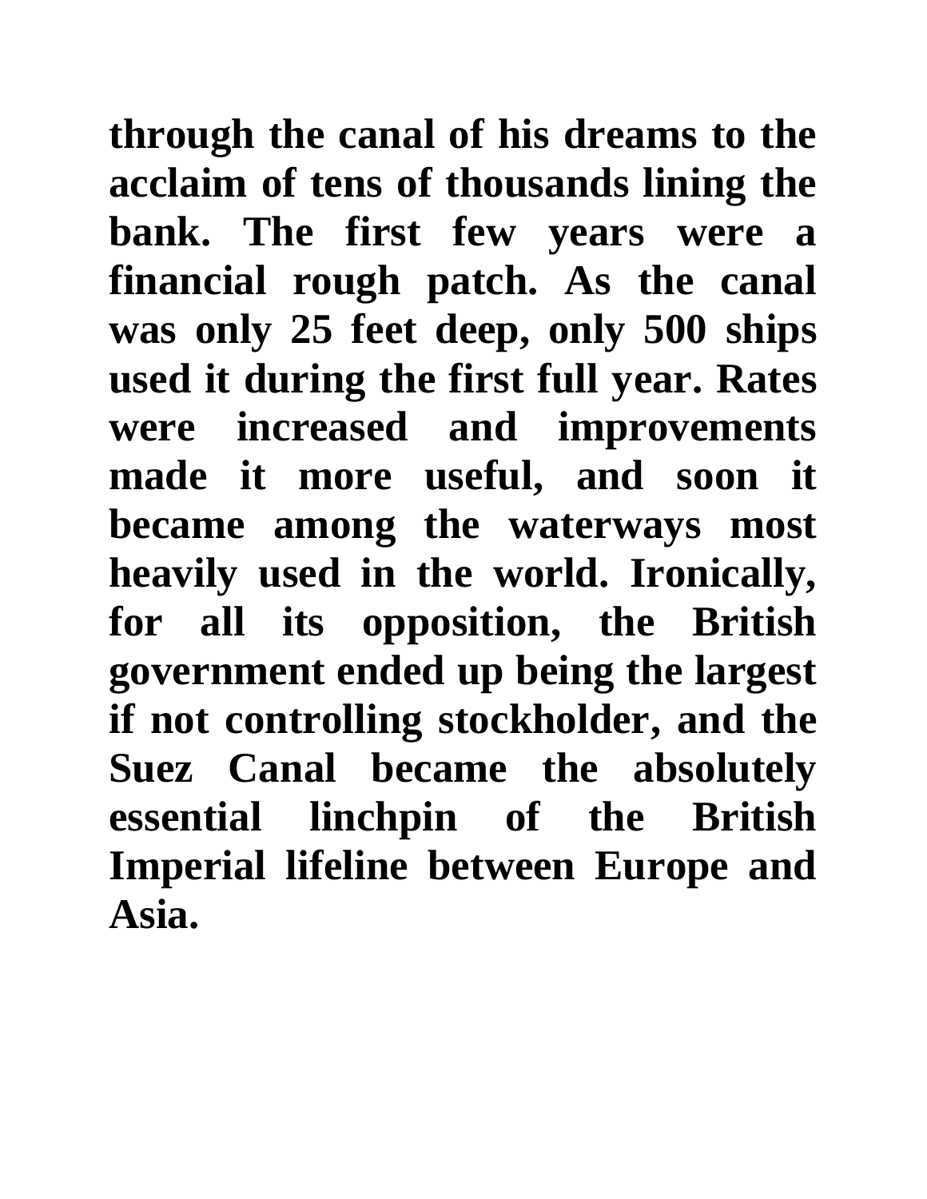**through the canal of his dreams to the acclaim of tens of thousands lining the bank. The first few years were a financial rough patch. As the canal was only 25 feet deep, only 500 ships used it during the first full year. Rates were increased and improvements made it more useful, and soon it became among the waterways most heavily used in the world. Ironically, for all its opposition, the British government ended up being the largest if not controlling stockholder, and the Suez Canal became the absolutely essential linchpin of the British Imperial lifeline between Europe and Asia.**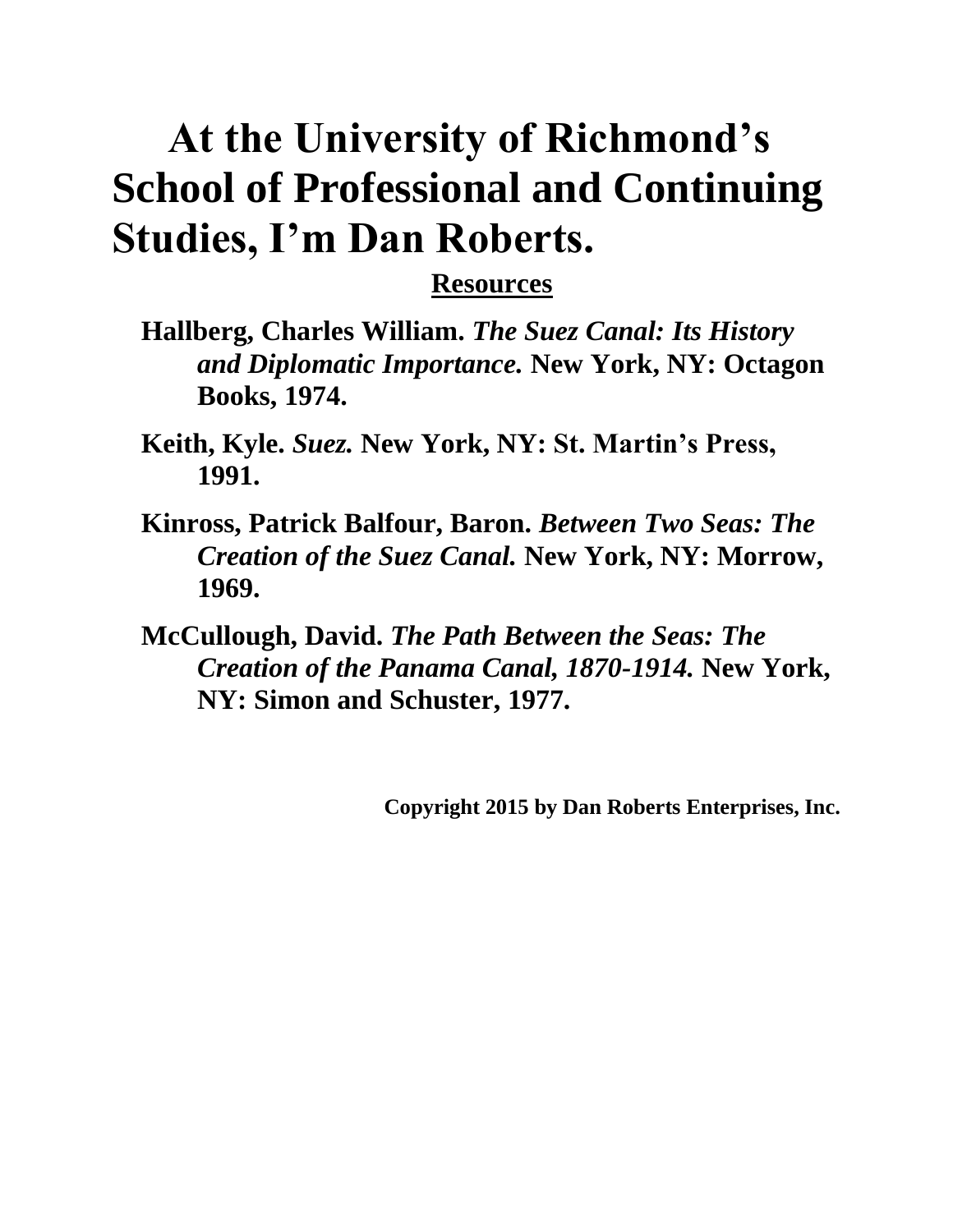# At the University of Richmond's School of Professional and Continuing Studies, I'm Dan Roberts.

**Resources**

**Hallberg, Charles William. *The Suez Canal: Its History and Diplomatic Importance.* New York, NY: Octagon Books, 1974.**

**Keith, Kyle. *Suez.* New York, NY: St. Martin's Press, 1991.**

**Kinross, Patrick Balfour, Baron. *Between Two Seas: The Creation of the Suez Canal.* New York, NY: Morrow, 1969.**

**McCullough, David. *The Path Between the Seas: The Creation of the Panama Canal, 1870-1914.* New York, NY: Simon and Schuster, 1977.**

**Copyright 2015 by Dan Roberts Enterprises, Inc.**